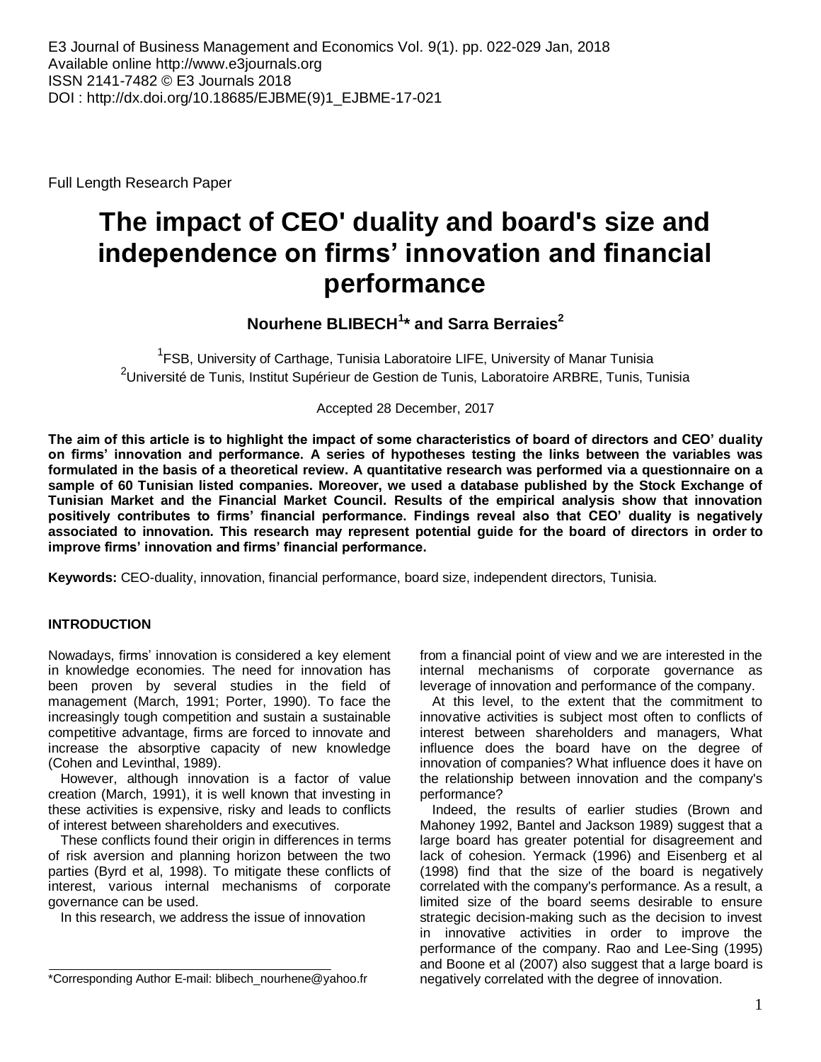E3 Journal of Business Management and Economics Vol. 9(1). pp. 022-029 Jan, 2018
Available online http://www.e3journals.org
ISSN 2141-7482 © E3 Journals 2018
DOI : http://dx.doi.org/10.18685/EJBME(9)1_EJBME-17-021

Full Length Research Paper

# The impact of CEO' duality and board's size and independence on firms' innovation and financial performance

**Nourhene BLIBECH[1]* and Sarra Berraies[2]**

[1]FSB, University of Carthage, Tunisia Laboratoire LIFE, University of Manar Tunisia
[2]Université de Tunis, Institut Supérieur de Gestion de Tunis, Laboratoire ARBRE, Tunis, Tunisia

Accepted 28 December, 2017

**The aim of this article is to highlight the impact of some characteristics of board of directors and CEO' duality on firms' innovation and performance. A series of hypotheses testing the links between the variables was formulated in the basis of a theoretical review. A quantitative research was performed via a questionnaire on a sample of 60 Tunisian listed companies. Moreover, we used a database published by the Stock Exchange of Tunisian Market and the Financial Market Council. Results of the empirical analysis show that innovation positively contributes to firms' financial performance. Findings reveal also that CEO' duality is negatively associated to innovation. This research may represent potential guide for the board of directors in order to improve firms' innovation and firms' financial performance.**

**Keywords:** CEO-duality, innovation, financial performance, board size, independent directors, Tunisia.

## INTRODUCTION

Nowadays, firms' innovation is considered a key element in knowledge economies. The need for innovation has been proven by several studies in the field of management (March, 1991; Porter, 1990). To face the increasingly tough competition and sustain a sustainable competitive advantage, firms are forced to innovate and increase the absorptive capacity of new knowledge (Cohen and Levinthal, 1989).

However, although innovation is a factor of value creation (March, 1991), it is well known that investing in these activities is expensive, risky and leads to conflicts of interest between shareholders and executives.

These conflicts found their origin in differences in terms of risk aversion and planning horizon between the two parties (Byrd et al, 1998). To mitigate these conflicts of interest, various internal mechanisms of corporate governance can be used.

In this research, we address the issue of innovation from a financial point of view and we are interested in the internal mechanisms of corporate governance as leverage of innovation and performance of the company.

At this level, to the extent that the commitment to innovative activities is subject most often to conflicts of interest between shareholders and managers, What influence does the board have on the degree of innovation of companies? What influence does it have on the relationship between innovation and the company's performance?

Indeed, the results of earlier studies (Brown and Mahoney 1992, Bantel and Jackson 1989) suggest that a large board has greater potential for disagreement and lack of cohesion. Yermack (1996) and Eisenberg et al (1998) find that the size of the board is negatively correlated with the company's performance. As a result, a limited size of the board seems desirable to ensure strategic decision-making such as the decision to invest in innovative activities in order to improve the performance of the company. Rao and Lee-Sing (1995) and Boone et al (2007) also suggest that a large board is negatively correlated with the degree of innovation.

*Corresponding Author E-mail: blibech_nourhene@yahoo.fr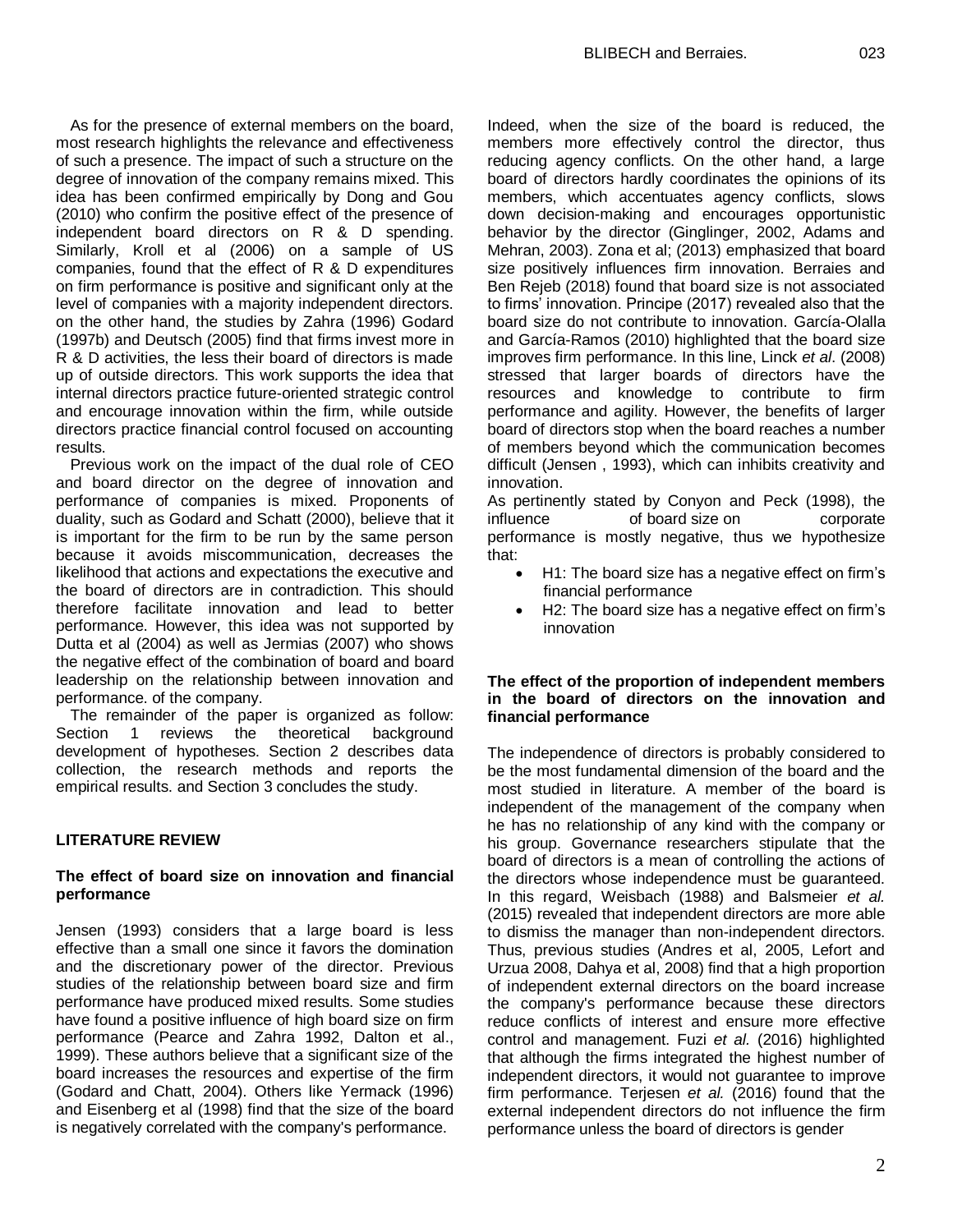As for the presence of external members on the board, most research highlights the relevance and effectiveness of such a presence. The impact of such a structure on the degree of innovation of the company remains mixed. This idea has been confirmed empirically by Dong and Gou (2010) who confirm the positive effect of the presence of independent board directors on R & D spending. Similarly, Kroll et al (2006) on a sample of US companies, found that the effect of R & D expenditures on firm performance is positive and significant only at the level of companies with a majority independent directors. on the other hand, the studies by Zahra (1996) Godard (1997b) and Deutsch (2005) find that firms invest more in R & D activities, the less their board of directors is made up of outside directors. This work supports the idea that internal directors practice future-oriented strategic control and encourage innovation within the firm, while outside directors practice financial control focused on accounting results.

Previous work on the impact of the dual role of CEO and board director on the degree of innovation and performance of companies is mixed. Proponents of duality, such as Godard and Schatt (2000), believe that it is important for the firm to be run by the same person because it avoids miscommunication, decreases the likelihood that actions and expectations the executive and the board of directors are in contradiction. This should therefore facilitate innovation and lead to better performance. However, this idea was not supported by Dutta et al (2004) as well as Jermias (2007) who shows the negative effect of the combination of board and board leadership on the relationship between innovation and performance. of the company.

The remainder of the paper is organized as follow: Section 1 reviews the theoretical background development of hypotheses. Section 2 describes data collection, the research methods and reports the empirical results. and Section 3 concludes the study.

## LITERATURE REVIEW

### The effect of board size on innovation and financial performance

Jensen (1993) considers that a large board is less effective than a small one since it favors the domination and the discretionary power of the director. Previous studies of the relationship between board size and firm performance have produced mixed results. Some studies have found a positive influence of high board size on firm performance (Pearce and Zahra 1992, Dalton et al., 1999). These authors believe that a significant size of the board increases the resources and expertise of the firm (Godard and Chatt, 2004). Others like Yermack (1996) and Eisenberg et al (1998) find that the size of the board is negatively correlated with the company's performance. Indeed, when the size of the board is reduced, the members more effectively control the director, thus reducing agency conflicts. On the other hand, a large board of directors hardly coordinates the opinions of its members, which accentuates agency conflicts, slows down decision-making and encourages opportunistic behavior by the director (Ginglinger, 2002, Adams and Mehran, 2003). Zona et al; (2013) emphasized that board size positively influences firm innovation. Berraies and Ben Rejeb (2018) found that board size is not associated to firms' innovation. Principe (2017) revealed also that the board size do not contribute to innovation. García-Olalla and García-Ramos (2010) highlighted that the board size improves firm performance. In this line, Linck *et al*. (2008) stressed that larger boards of directors have the resources and knowledge to contribute to firm performance and agility. However, the benefits of larger board of directors stop when the board reaches a number of members beyond which the communication becomes difficult (Jensen , 1993), which can inhibits creativity and innovation.

As pertinently stated by Conyon and Peck (1998), the influence of board size on corporate performance is mostly negative, thus we hypothesize that:

- H1: The board size has a negative effect on firm's financial performance
- H2: The board size has a negative effect on firm's innovation

### The effect of the proportion of independent members in the board of directors on the innovation and financial performance

The independence of directors is probably considered to be the most fundamental dimension of the board and the most studied in literature. A member of the board is independent of the management of the company when he has no relationship of any kind with the company or his group. Governance researchers stipulate that the board of directors is a mean of controlling the actions of the directors whose independence must be guaranteed. In this regard, Weisbach (1988) and Balsmeier *et al.* (2015) revealed that independent directors are more able to dismiss the manager than non-independent directors. Thus, previous studies (Andres et al, 2005, Lefort and Urzua 2008, Dahya et al, 2008) find that a high proportion of independent external directors on the board increase the company's performance because these directors reduce conflicts of interest and ensure more effective control and management. Fuzi *et al.* (2016) highlighted that although the firms integrated the highest number of independent directors, it would not guarantee to improve firm performance. Terjesen *et al.* (2016) found that the external independent directors do not influence the firm performance unless the board of directors is gender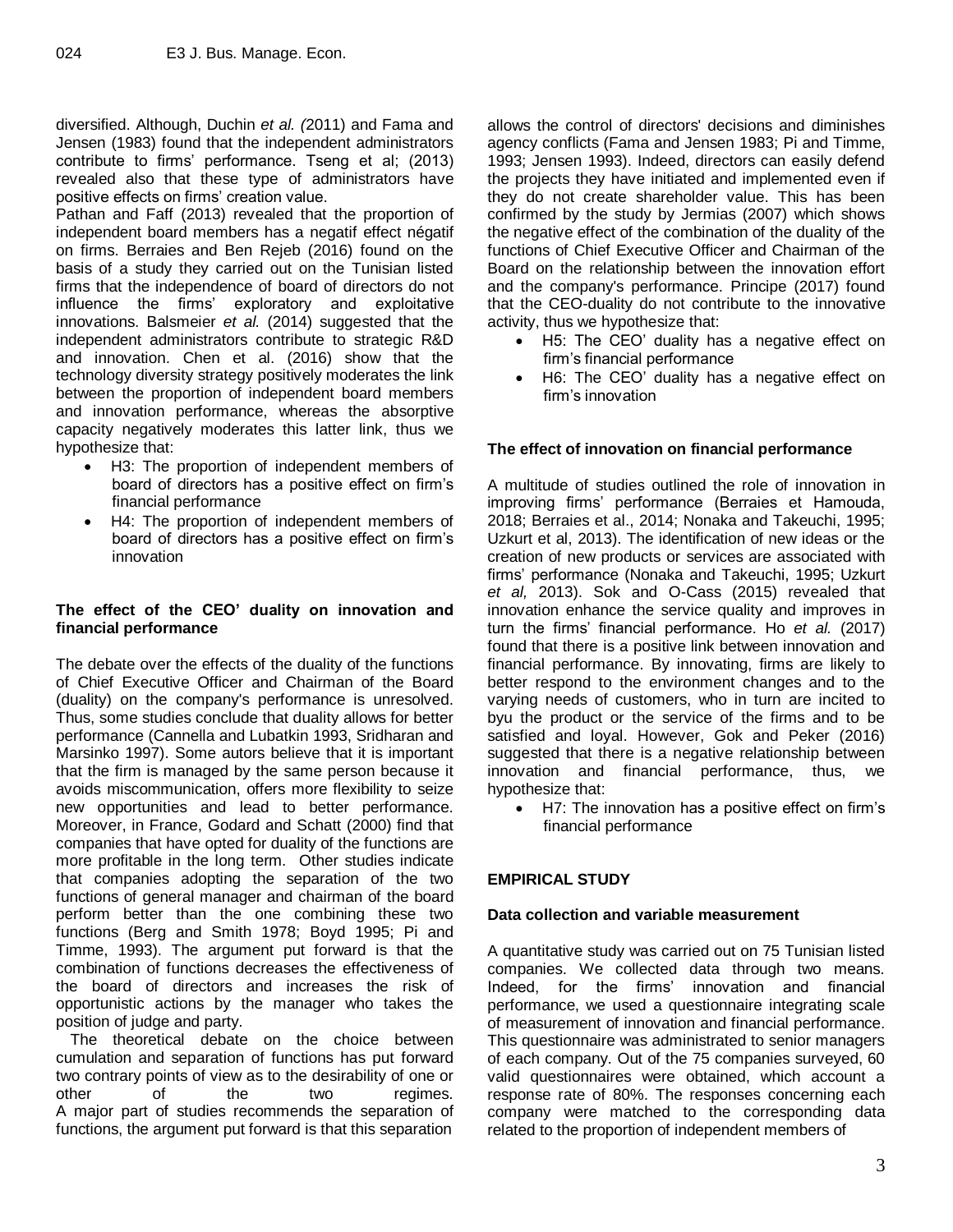diversified. Although, Duchin *et al. (*2011) and Fama and Jensen (1983) found that the independent administrators contribute to firms' performance. Tseng et al; (2013) revealed also that these type of administrators have positive effects on firms' creation value.

Pathan and Faff (2013) revealed that the proportion of independent board members has a negatif effect négatif on firms. Berraies and Ben Rejeb (2016) found on the basis of a study they carried out on the Tunisian listed firms that the independence of board of directors do not influence the firms' exploratory and exploitative innovations. Balsmeier *et al.* (2014) suggested that the independent administrators contribute to strategic R&D and innovation. Chen et al. (2016) show that the technology diversity strategy positively moderates the link between the proportion of independent board members and innovation performance, whereas the absorptive capacity negatively moderates this latter link, thus we hypothesize that:

- H3: The proportion of independent members of board of directors has a positive effect on firm's financial performance
- H4: The proportion of independent members of board of directors has a positive effect on firm's innovation

### The effect of the CEO' duality on innovation and financial performance

The debate over the effects of the duality of the functions of Chief Executive Officer and Chairman of the Board (duality) on the company's performance is unresolved. Thus, some studies conclude that duality allows for better performance (Cannella and Lubatkin 1993, Sridharan and Marsinko 1997). Some autors believe that it is important that the firm is managed by the same person because it avoids miscommunication, offers more flexibility to seize new opportunities and lead to better performance. Moreover, in France, Godard and Schatt (2000) find that companies that have opted for duality of the functions are more profitable in the long term. Other studies indicate that companies adopting the separation of the two functions of general manager and chairman of the board perform better than the one combining these two functions (Berg and Smith 1978; Boyd 1995; Pi and Timme, 1993). The argument put forward is that the combination of functions decreases the effectiveness of the board of directors and increases the risk of opportunistic actions by the manager who takes the position of judge and party.

The theoretical debate on the choice between cumulation and separation of functions has put forward two contrary points of view as to the desirability of one or other of the two regimes. A major part of studies recommends the separation of functions, the argument put forward is that this separation allows the control of directors' decisions and diminishes agency conflicts (Fama and Jensen 1983; Pi and Timme, 1993; Jensen 1993). Indeed, directors can easily defend the projects they have initiated and implemented even if they do not create shareholder value. This has been confirmed by the study by Jermias (2007) which shows the negative effect of the combination of the duality of the functions of Chief Executive Officer and Chairman of the Board on the relationship between the innovation effort and the company's performance. Principe (2017) found that the CEO-duality do not contribute to the innovative activity, thus we hypothesize that:

- H5: The CEO' duality has a negative effect on firm's financial performance
- H6: The CEO' duality has a negative effect on firm's innovation

### The effect of innovation on financial performance

A multitude of studies outlined the role of innovation in improving firms' performance (Berraies et Hamouda, 2018; Berraies et al., 2014; Nonaka and Takeuchi, 1995; Uzkurt et al, 2013). The identification of new ideas or the creation of new products or services are associated with firms' performance (Nonaka and Takeuchi, 1995; Uzkurt *et al,* 2013). Sok and O-Cass (2015) revealed that innovation enhance the service quality and improves in turn the firms' financial performance. Ho *et al.* (2017) found that there is a positive link between innovation and financial performance. By innovating, firms are likely to better respond to the environment changes and to the varying needs of customers, who in turn are incited to byu the product or the service of the firms and to be satisfied and loyal. However, Gok and Peker (2016) suggested that there is a negative relationship between innovation and financial performance, thus, we hypothesize that:

- H7: The innovation has a positive effect on firm's financial performance

## EMPIRICAL STUDY

### Data collection and variable measurement

A quantitative study was carried out on 75 Tunisian listed companies. We collected data through two means. Indeed, for the firms' innovation and financial performance, we used a questionnaire integrating scale of measurement of innovation and financial performance. This questionnaire was administrated to senior managers of each company. Out of the 75 companies surveyed, 60 valid questionnaires were obtained, which account a response rate of 80%. The responses concerning each company were matched to the corresponding data related to the proportion of independent members of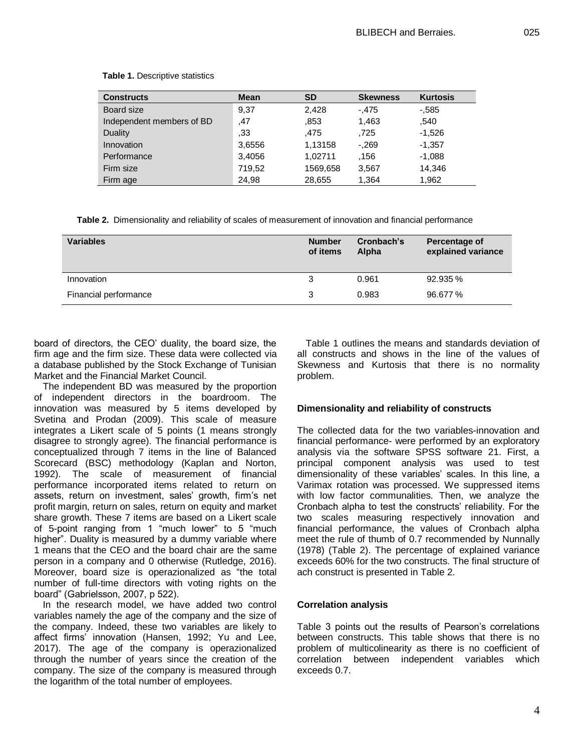**Table 1.** Descriptive statistics

| Constructs | Mean | SD | Skewness | Kurtosis |
|---|---|---|---|---|
| Board size | 9,37 | 2,428 | -,475 | -,585 |
| Independent members of BD | ,47 | ,853 | 1,463 | ,540 |
| Duality | ,33 | ,475 | ,725 | -1,526 |
| Innovation | 3,6556 | 1,13158 | -,269 | -1,357 |
| Performance | 3,4056 | 1,02711 | ,156 | -1,088 |
| Firm size | 719,52 | 1569,658 | 3,567 | 14,346 |
| Firm age | 24,98 | 28,655 | 1,364 | 1,962 |

**Table 2.** Dimensionality and reliability of scales of measurement of innovation and financial performance

| Variables | Number of items | Cronbach's Alpha | Percentage of explained variance |
|---|---|---|---|
| Innovation | 3 | 0.961 | 92.935 % |
| Financial performance | 3 | 0.983 | 96.677 % |

board of directors, the CEO' duality, the board size, the firm age and the firm size. These data were collected via a database published by the Stock Exchange of Tunisian Market and the Financial Market Council.

The independent BD was measured by the proportion of independent directors in the boardroom. The innovation was measured by 5 items developed by Svetina and Prodan (2009). This scale of measure integrates a Likert scale of 5 points (1 means strongly disagree to strongly agree). The financial performance is conceptualized through 7 items in the line of Balanced Scorecard (BSC) methodology (Kaplan and Norton, 1992). The scale of measurement of financial performance incorporated items related to return on assets, return on investment, sales' growth, firm's net profit margin, return on sales, return on equity and market share growth. These 7 items are based on a Likert scale of 5-point ranging from 1 "much lower" to 5 "much higher". Duality is measured by a dummy variable where 1 means that the CEO and the board chair are the same person in a company and 0 otherwise (Rutledge, 2016). Moreover, board size is operazionalized as "the total number of full-time directors with voting rights on the board" (Gabrielsson, 2007, p 522).

In the research model, we have added two control variables namely the age of the company and the size of the company. Indeed, these two variables are likely to affect firms' innovation (Hansen, 1992; Yu and Lee, 2017). The age of the company is operazionalized through the number of years since the creation of the company. The size of the company is measured through the logarithm of the total number of employees.

Table 1 outlines the means and standards deviation of all constructs and shows in the line of the values of Skewness and Kurtosis that there is no normality problem.

### Dimensionality and reliability of constructs

The collected data for the two variables-innovation and financial performance- were performed by an exploratory analysis via the software SPSS software 21. First, a principal component analysis was used to test dimensionality of these variables' scales. In this line, a Varimax rotation was processed. We suppressed items with low factor communalities. Then, we analyze the Cronbach alpha to test the constructs' reliability. For the two scales measuring respectively innovation and financial performance, the values of Cronbach alpha meet the rule of thumb of 0.7 recommended by Nunnally (1978) (Table 2). The percentage of explained variance exceeds 60% for the two constructs. The final structure of ach construct is presented in Table 2.

### Correlation analysis

Table 3 points out the results of Pearson's correlations between constructs. This table shows that there is no problem of multicolinearity as there is no coefficient of correlation between independent variables which exceeds 0.7.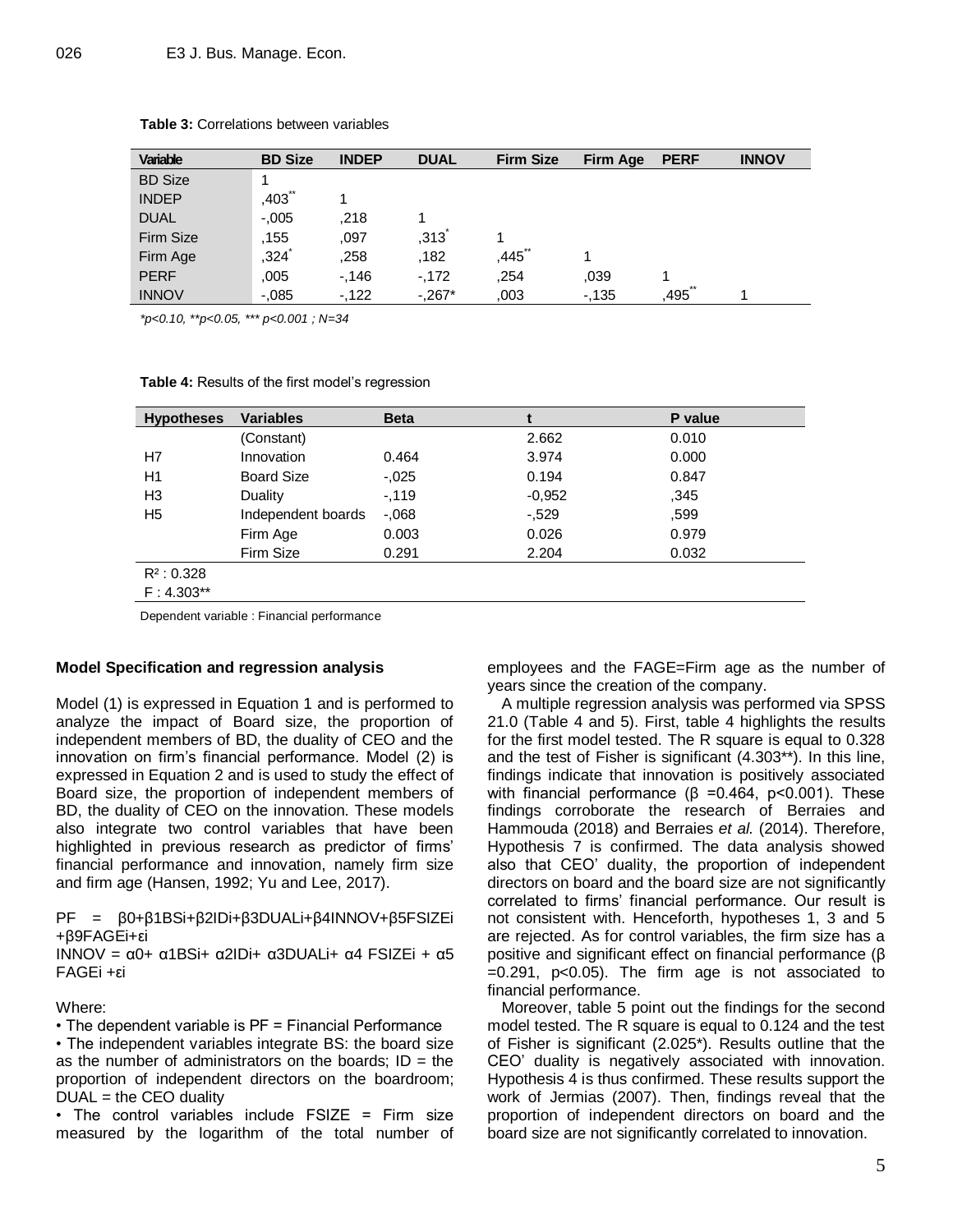**Table 3:** Correlations between variables

| Variable | BD Size | INDEP | DUAL | Firm Size | Firm Age | PERF | INNOV |
|---|---|---|---|---|---|---|---|
| BD Size | 1 | | | | | | |
| INDEP | ,403** | 1 | | | | | |
| DUAL | -,005 | ,218 | 1 | | | | |
| Firm Size | ,155 | ,097 | ,313* | 1 | | | |
| Firm Age | ,324* | ,258 | ,182 | ,445** | 1 | | |
| PERF | ,005 | -,146 | -,172 | ,254 | ,039 | 1 | |
| INNOV | -,085 | -,122 | -,267* | ,003 | -,135 | ,495** | 1 |

*\*p<0.10, \*\*p<0.05, \*\*\* p<0.001 ; N=34*

**Table 4:** Results of the first model's regression

| Hypotheses | Variables | Beta | t | P value |
|---|---|---|---|---|
| | (Constant) | | 2.662 | 0.010 |
| H7 | Innovation | 0.464 | 3.974 | 0.000 |
| H1 | Board Size | -,025 | 0.194 | 0.847 |
| H3 | Duality | -,119 | -0,952 | ,345 |
| H5 | Independent boards | -,068 | -,529 | ,599 |
| | Firm Age | 0.003 | 0.026 | 0.979 |
| | Firm Size | 0.291 | 2.204 | 0.032 |
| $R^2$ : 0.328 | | | | |
| F : 4.303** | | | | |

Dependent variable : Financial performance

**Model Specification and regression analysis**

Model (1) is expressed in Equation 1 and is performed to analyze the impact of Board size, the proportion of independent members of BD, the duality of CEO and the innovation on firm's financial performance. Model (2) is expressed in Equation 2 and is used to study the effect of Board size, the proportion of independent members of BD, the duality of CEO on the innovation. These models also integrate two control variables that have been highlighted in previous research as predictor of firms' financial performance and innovation, namely firm size and firm age (Hansen, 1992; Yu and Lee, 2017).

$$PF = \beta 0+\beta 1BSi+\beta 2IDi+\beta 3DUALi+\beta 4INNOV+\beta 5FSIZEi+\beta 9FAGEi+\varepsilon i$$

$$INNOV = \alpha 0+ \alpha 1BSi+ \alpha 2IDi+ \alpha 3DUALi+ \alpha 4\ FSIZEi + \alpha 5\ FAGEi +\varepsilon i$$

Where:

- The dependent variable is PF = Financial Performance
- The independent variables integrate BS: the board size as the number of administrators on the boards; ID = the proportion of independent directors on the boardroom; DUAL = the CEO duality
- The control variables include FSIZE = Firm size measured by the logarithm of the total number of employees and the FAGE=Firm age as the number of years since the creation of the company.

A multiple regression analysis was performed via SPSS 21.0 (Table 4 and 5). First, table 4 highlights the results for the first model tested. The R square is equal to 0.328 and the test of Fisher is significant (4.303**). In this line, findings indicate that innovation is positively associated with financial performance ($\beta$ =0.464, $p<0.001$). These findings corroborate the research of Berraies and Hammouda (2018) and Berraies *et al.* (2014). Therefore, Hypothesis 7 is confirmed. The data analysis showed also that CEO' duality, the proportion of independent directors on board and the board size are not significantly correlated to firms' financial performance. Our result is not consistent with. Henceforth, hypotheses 1, 3 and 5 are rejected. As for control variables, the firm size has a positive and significant effect on financial performance ($\beta$ =0.291, $p<0.05$). The firm age is not associated to financial performance.

Moreover, table 5 point out the findings for the second model tested. The R square is equal to 0.124 and the test of Fisher is significant (2.025*). Results outline that the CEO' duality is negatively associated with innovation. Hypothesis 4 is thus confirmed. These results support the work of Jermias (2007). Then, findings reveal that the proportion of independent directors on board and the board size are not significantly correlated to innovation.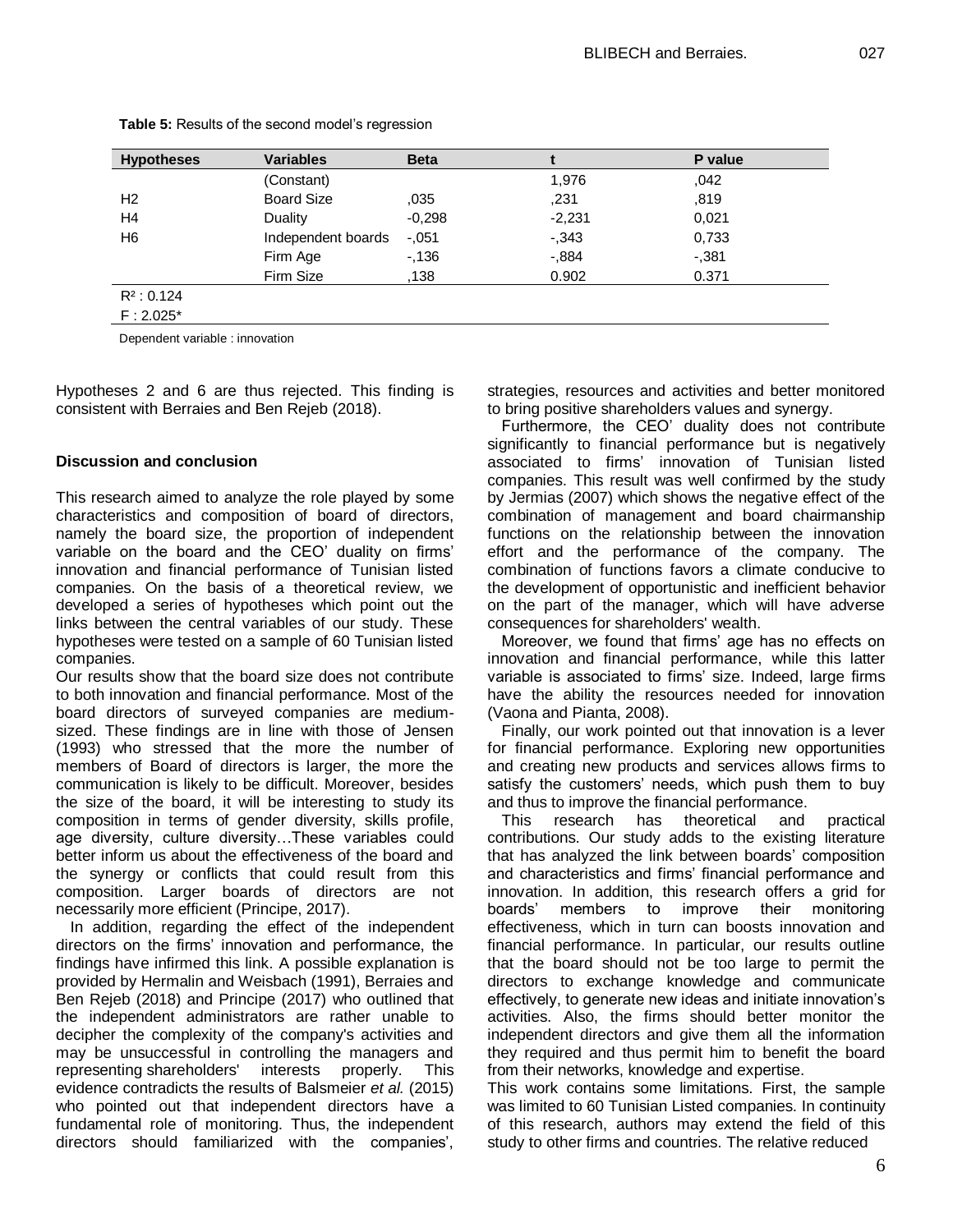**Table 5:** Results of the second model's regression

| Hypotheses | Variables | Beta | t | P value |
|---|---|---|---|---|
| | (Constant) | | 1,976 | ,042 |
| H2 | Board Size | ,035 | ,231 | ,819 |
| H4 | Duality | -0,298 | -2,231 | 0,021 |
| H6 | Independent boards | -,051 | -,343 | 0,733 |
| | Firm Age | -,136 | -,884 | -,381 |
| | Firm Size | ,138 | 0.902 | 0.371 |
| $R^2$ : 0.124 | | | | |
| F : 2.025* | | | | |

Dependent variable : innovation

Hypotheses 2 and 6 are thus rejected. This finding is consistent with Berraies and Ben Rejeb (2018).

## Discussion and conclusion

This research aimed to analyze the role played by some characteristics and composition of board of directors, namely the board size, the proportion of independent variable on the board and the CEO' duality on firms' innovation and financial performance of Tunisian listed companies. On the basis of a theoretical review, we developed a series of hypotheses which point out the links between the central variables of our study. These hypotheses were tested on a sample of 60 Tunisian listed companies.

Our results show that the board size does not contribute to both innovation and financial performance. Most of the board directors of surveyed companies are medium-sized. These findings are in line with those of Jensen (1993) who stressed that the more the number of members of Board of directors is larger, the more the communication is likely to be difficult. Moreover, besides the size of the board, it will be interesting to study its composition in terms of gender diversity, skills profile, age diversity, culture diversity…These variables could better inform us about the effectiveness of the board and the synergy or conflicts that could result from this composition. Larger boards of directors are not necessarily more efficient (Principe, 2017).

In addition, regarding the effect of the independent directors on the firms' innovation and performance, the findings have infirmed this link. A possible explanation is provided by Hermalin and Weisbach (1991), Berraies and Ben Rejeb (2018) and Principe (2017) who outlined that the independent administrators are rather unable to decipher the complexity of the company's activities and may be unsuccessful in controlling the managers and representing shareholders' interests properly. This evidence contradicts the results of Balsmeier *et al.* (2015) who pointed out that independent directors have a fundamental role of monitoring. Thus, the independent directors should familiarized with the companies', strategies, resources and activities and better monitored to bring positive shareholders values and synergy.

Furthermore, the CEO' duality does not contribute significantly to financial performance but is negatively associated to firms' innovation of Tunisian listed companies. This result was well confirmed by the study by Jermias (2007) which shows the negative effect of the combination of management and board chairmanship functions on the relationship between the innovation effort and the performance of the company. The combination of functions favors a climate conducive to the development of opportunistic and inefficient behavior on the part of the manager, which will have adverse consequences for shareholders' wealth.

Moreover, we found that firms' age has no effects on innovation and financial performance, while this latter variable is associated to firms' size. Indeed, large firms have the ability the resources needed for innovation (Vaona and Pianta, 2008).

Finally, our work pointed out that innovation is a lever for financial performance. Exploring new opportunities and creating new products and services allows firms to satisfy the customers' needs, which push them to buy and thus to improve the financial performance.

This research has theoretical and practical contributions. Our study adds to the existing literature that has analyzed the link between boards' composition and characteristics and firms' financial performance and innovation. In addition, this research offers a grid for boards' members to improve their monitoring effectiveness, which in turn can boosts innovation and financial performance. In particular, our results outline that the board should not be too large to permit the directors to exchange knowledge and communicate effectively, to generate new ideas and initiate innovation's activities. Also, the firms should better monitor the independent directors and give them all the information they required and thus permit him to benefit the board from their networks, knowledge and expertise.

This work contains some limitations. First, the sample was limited to 60 Tunisian Listed companies. In continuity of this research, authors may extend the field of this study to other firms and countries. The relative reduced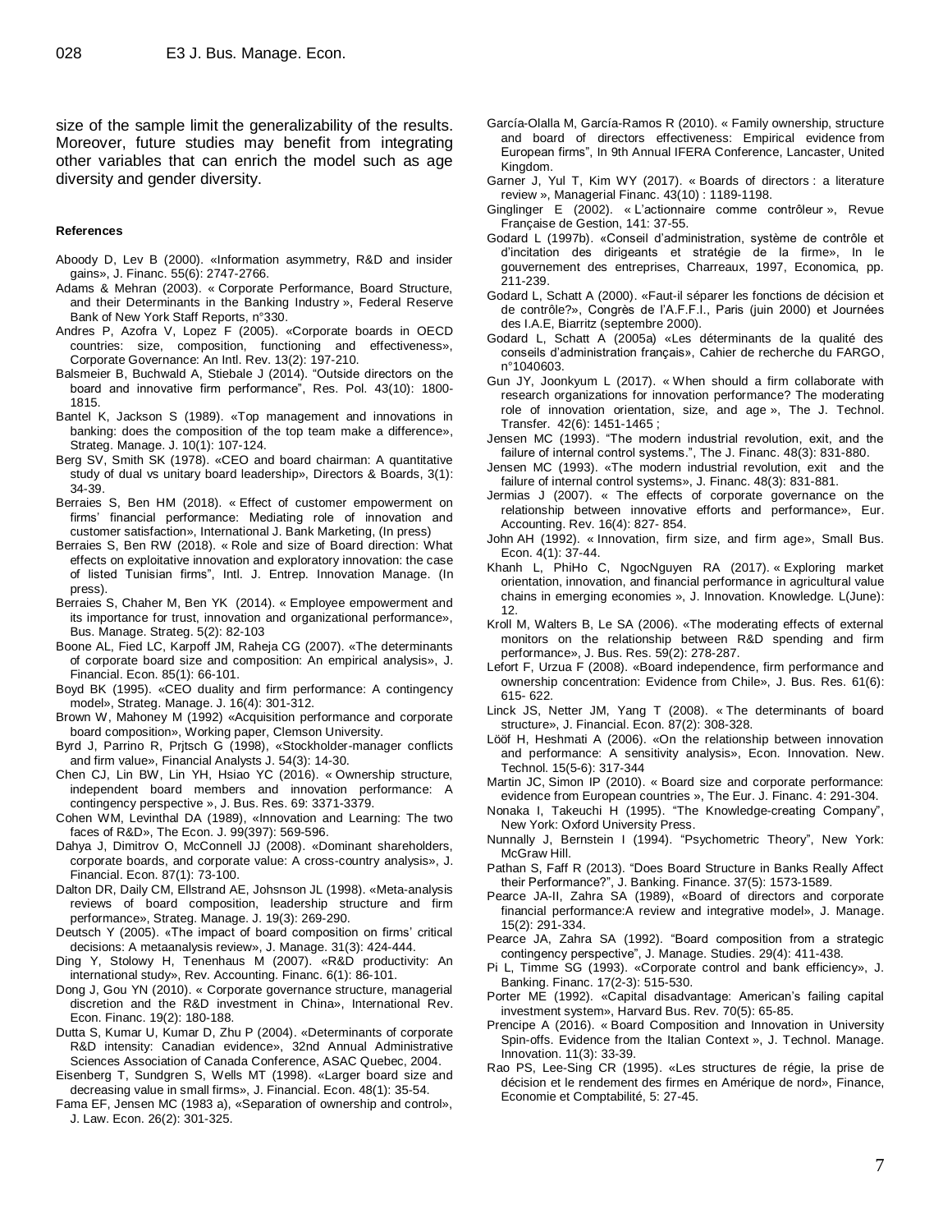size of the sample limit the generalizability of the results. Moreover, future studies may benefit from integrating other variables that can enrich the model such as age diversity and gender diversity.

**References**

Aboody D, Lev B (2000). «Information asymmetry, R&D and insider gains», J. Financ. 55(6): 2747-2766.

Adams & Mehran (2003). « Corporate Performance, Board Structure, and their Determinants in the Banking Industry », Federal Reserve Bank of New York Staff Reports, n°330.

Andres P, Azofra V, Lopez F (2005). «Corporate boards in OECD countries: size, composition, functioning and effectiveness», Corporate Governance: An Intl. Rev. 13(2): 197-210.

Balsmeier B, Buchwald A, Stiebale J (2014). "Outside directors on the board and innovative firm performance", Res. Pol. 43(10): 1800-1815.

Bantel K, Jackson S (1989). «Top management and innovations in banking: does the composition of the top team make a difference», Strateg. Manage. J. 10(1): 107-124.

Berg SV, Smith SK (1978). «CEO and board chairman: A quantitative study of dual vs unitary board leadership», Directors & Boards, 3(1): 34-39.

Berraies S, Ben HM (2018). « Effect of customer empowerment on firms' financial performance: Mediating role of innovation and customer satisfaction», International J. Bank Marketing, (In press)

Berraies S, Ben RW (2018). « Role and size of Board direction: What effects on exploitative innovation and exploratory innovation: the case of listed Tunisian firms", Intl. J. Entrep. Innovation Manage. (In press).

Berraies S, Chaher M, Ben YK (2014). « Employee empowerment and its importance for trust, innovation and organizational performance», Bus. Manage. Strateg. 5(2): 82-103

Boone AL, Fied LC, Karpoff JM, Raheja CG (2007). «The determinants of corporate board size and composition: An empirical analysis», J. Financial. Econ. 85(1): 66-101.

Boyd BK (1995). «CEO duality and firm performance: A contingency model», Strateg. Manage. J. 16(4): 301-312.

Brown W, Mahoney M (1992) «Acquisition performance and corporate board composition», Working paper, Clemson University.

Byrd J, Parrino R, Prjtsch G (1998), «Stockholder-manager conflicts and firm value», Financial Analysts J. 54(3): 14-30.

Chen CJ, Lin BW, Lin YH, Hsiao YC (2016). « Ownership structure, independent board members and innovation performance: A contingency perspective », J. Bus. Res. 69: 3371-3379.

Cohen WM, Levinthal DA (1989), «Innovation and Learning: The two faces of R&D», The Econ. J. 99(397): 569-596.

Dahya J, Dimitrov O, McConnell JJ (2008). «Dominant shareholders, corporate boards, and corporate value: A cross-country analysis», J. Financial. Econ. 87(1): 73-100.

Dalton DR, Daily CM, Ellstrand AE, Johsnson JL (1998). «Meta-analysis reviews of board composition, leadership structure and firm performance», Strateg. Manage. J. 19(3): 269-290.

Deutsch Y (2005). «The impact of board composition on firms' critical decisions: A metaanalysis review», J. Manage. 31(3): 424-444.

Ding Y, Stolowy H, Tenenhaus M (2007). «R&D productivity: An international study», Rev. Accounting. Financ. 6(1): 86-101.

Dong J, Gou YN (2010). « Corporate governance structure, managerial discretion and the R&D investment in China», International Rev. Econ. Financ. 19(2): 180-188.

Dutta S, Kumar U, Kumar D, Zhu P (2004). «Determinants of corporate R&D intensity: Canadian evidence», 32nd Annual Administrative Sciences Association of Canada Conference, ASAC Quebec, 2004.

Eisenberg T, Sundgren S, Wells MT (1998). «Larger board size and decreasing value in small firms», J. Financial. Econ. 48(1): 35-54.

Fama EF, Jensen MC (1983 a), «Separation of ownership and control», J. Law. Econ. 26(2): 301-325.

García-Olalla M, García-Ramos R (2010). « Family ownership, structure and board of directors effectiveness: Empirical evidence from European firms", In 9th Annual IFERA Conference, Lancaster, United Kingdom.

Garner J, Yul T, Kim WY (2017). « Boards of directors : a literature review », Managerial Financ. 43(10) : 1189-1198.

Ginglinger E (2002). « L'actionnaire comme contrôleur », Revue Française de Gestion, 141: 37-55.

Godard L (1997b). «Conseil d'administration, système de contrôle et d'incitation des dirigeants et stratégie de la firme», In le gouvernement des entreprises, Charreaux, 1997, Economica, pp. 211-239.

Godard L, Schatt A (2000). «Faut-il séparer les fonctions de décision et de contrôle?», Congrès de l'A.F.F.I., Paris (juin 2000) et Journées des I.A.E, Biarritz (septembre 2000).

Godard L, Schatt A (2005a) «Les déterminants de la qualité des conseils d'administration français», Cahier de recherche du FARGO, n°1040603.

Gun JY, Joonkyum L (2017). « When should a firm collaborate with research organizations for innovation performance? The moderating role of innovation orientation, size, and age », The J. Technol. Transfer. 42(6): 1451-1465 ;

Jensen MC (1993). "The modern industrial revolution, exit, and the failure of internal control systems.", The J. Financ. 48(3): 831-880.

Jensen MC (1993). «The modern industrial revolution, exit and the failure of internal control systems», J. Financ. 48(3): 831-881.

Jermias J (2007). « The effects of corporate governance on the relationship between innovative efforts and performance», Eur. Accounting. Rev. 16(4): 827- 854.

John AH (1992). « Innovation, firm size, and firm age», Small Bus. Econ. 4(1): 37-44.

Khanh L, PhiHo C, NgocNguyen RA (2017). « Exploring market orientation, innovation, and financial performance in agricultural value chains in emerging economies », J. Innovation. Knowledge. L(June): 12.

Kroll M, Walters B, Le SA (2006). «The moderating effects of external monitors on the relationship between R&D spending and firm performance», J. Bus. Res. 59(2): 278-287.

Lefort F, Urzua F (2008). «Board independence, firm performance and ownership concentration: Evidence from Chile», J. Bus. Res. 61(6): 615- 622.

Linck JS, Netter JM, Yang T (2008). « The determinants of board structure», J. Financial. Econ. 87(2): 308-328.

Lööf H, Heshmati A (2006). «On the relationship between innovation and performance: A sensitivity analysis», Econ. Innovation. New. Technol. 15(5-6): 317-344

Martin JC, Simon IP (2010). « Board size and corporate performance: evidence from European countries », The Eur. J. Financ. 4: 291-304.

Nonaka I, Takeuchi H (1995). "The Knowledge-creating Company", New York: Oxford University Press.

Nunnally J, Bernstein I (1994). "Psychometric Theory", New York: McGraw Hill.

Pathan S, Faff R (2013). "Does Board Structure in Banks Really Affect their Performance?", J. Banking. Finance. 37(5): 1573-1589.

Pearce JA-II, Zahra SA (1989), «Board of directors and corporate financial performance:A review and integrative model», J. Manage. 15(2): 291-334.

Pearce JA, Zahra SA (1992). "Board composition from a strategic contingency perspective", J. Manage. Studies. 29(4): 411-438.

Pi L, Timme SG (1993). «Corporate control and bank efficiency», J. Banking. Financ. 17(2-3): 515-530.

Porter ME (1992). «Capital disadvantage: American's failing capital investment system», Harvard Bus. Rev. 70(5): 65-85.

Prencipe A (2016). « Board Composition and Innovation in University Spin-offs. Evidence from the Italian Context », J. Technol. Manage. Innovation. 11(3): 33-39.

Rao PS, Lee-Sing CR (1995). «Les structures de régie, la prise de décision et le rendement des firmes en Amérique de nord», Finance, Economie et Comptabilité, 5: 27-45.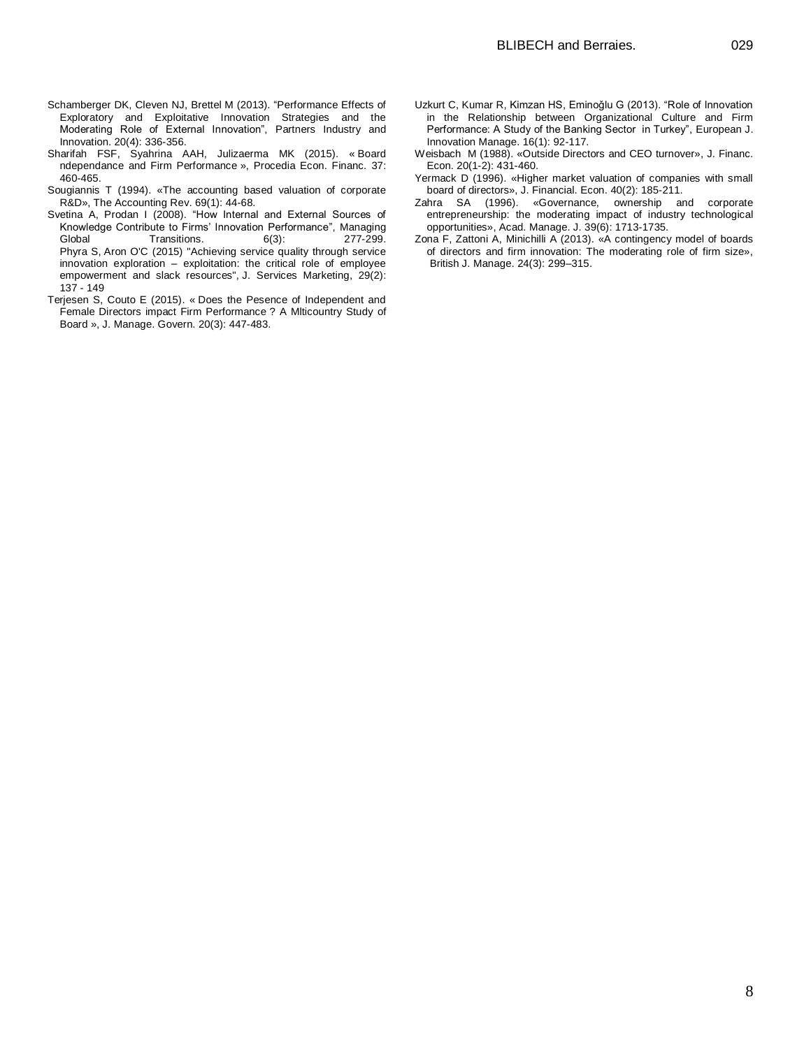Schamberger DK, Cleven NJ, Brettel M (2013). "Performance Effects of Exploratory and Exploitative Innovation Strategies and the Moderating Role of External Innovation", Partners Industry and Innovation. 20(4): 336-356.

Sharifah FSF, Syahrina AAH, Julizaerma MK (2015). « Board ndependance and Firm Performance », Procedia Econ. Financ. 37: 460-465.

Sougiannis T (1994). «The accounting based valuation of corporate R&D», The Accounting Rev. 69(1): 44-68.

Svetina A, Prodan I (2008). "How Internal and External Sources of Knowledge Contribute to Firms' Innovation Performance", Managing Global Transitions. 6(3): 277-299. Phyra S, Aron O'C (2015) "Achieving service quality through service innovation exploration – exploitation: the critical role of employee empowerment and slack resources", J. Services Marketing, 29(2): 137 - 149

Terjesen S, Couto E (2015). « Does the Pesence of Independent and Female Directors impact Firm Performance ? A Mlticountry Study of Board », J. Manage. Govern. 20(3): 447-483.

Uzkurt C, Kumar R, Kimzan HS, Eminoğlu G (2013). "Role of Innovation in the Relationship between Organizational Culture and Firm Performance: A Study of the Banking Sector in Turkey", European J. Innovation Manage. 16(1): 92-117.

Weisbach M (1988). «Outside Directors and CEO turnover», J. Financ. Econ. 20(1-2): 431-460.

Yermack D (1996). «Higher market valuation of companies with small board of directors», J. Financial. Econ. 40(2): 185-211.

Zahra SA (1996). «Governance, ownership and corporate entrepreneurship: the moderating impact of industry technological opportunities», Acad. Manage. J. 39(6): 1713-1735.

Zona F, Zattoni A, Minichilli A (2013). «A contingency model of boards of directors and firm innovation: The moderating role of firm size», British J. Manage. 24(3): 299–315.